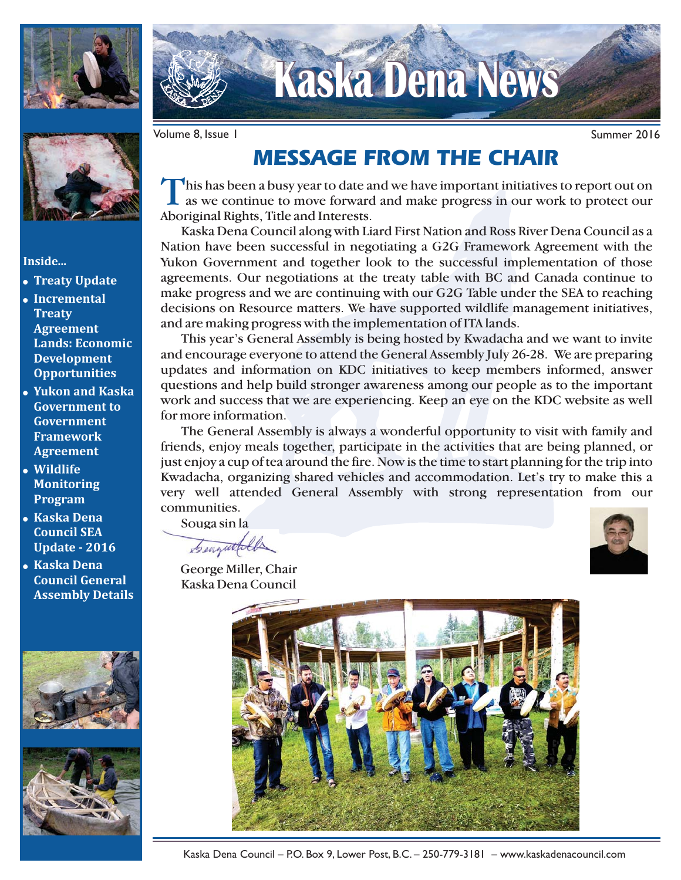# Kaska Dena News

Volume 8, Issue 1 | Summer 2016

**Inside...**

- **Treaty Update**
- **Incremental Treaty Agreement Lands: Economic Development Opportunities**
- **Yukon and Kaska Government to Government Framework Agreement**
- **Wildlife Monitoring Program**
- **Kaska Dena Council SEA Update - 2016**
- **Kaska Dena Council General Assembly Details**

## *MESSAGE FROM THE CHAIR*

This has been a busy year to date and we have important initiatives to report out on as we continue to move forward and make progress in our work to protect our Aboriginal Rights, Title and Interests.

Kaska Dena Council along with Liard First Nation and Ross River Dena Council as a Nation have been successful in negotiating a G2G Framework Agreement with the Yukon Government and together look to the successful implementation of those agreements. Our negotiations at the treaty table with BC and Canada continue to make progress and we are continuing with our G2G Table under the SEA to reaching decisions on Resource matters. We have supported wildlife management initiatives, and are making progress with the implementation of ITA lands.

This year's General Assembly is being hosted by Kwadacha and we want to invite and encourage everyone to attend the General Assembly July 26-28. We are preparing updates and information on KDC initiatives to keep members informed, answer questions and help build stronger awareness among our people as to the important work and success that we are experiencing. Keep an eye on the KDC website as well for more information.

The General Assembly is always a wonderful opportunity to visit with family and friends, enjoy meals together, participate in the activities that are being planned, or just enjoy a cup of tea around the fire. Now is the time to start planning for the trip into Kwadacha, organizing shared vehicles and accommodation. Let's try to make this a very well attended General Assembly with strong representation from our communities.

Souga sin la

George Miller, Chair
Kaska Dena Council

Kaska Dena Council – P.O. Box 9, Lower Post, B.C. – 250-779-3181 – www.kaskadenacouncil.com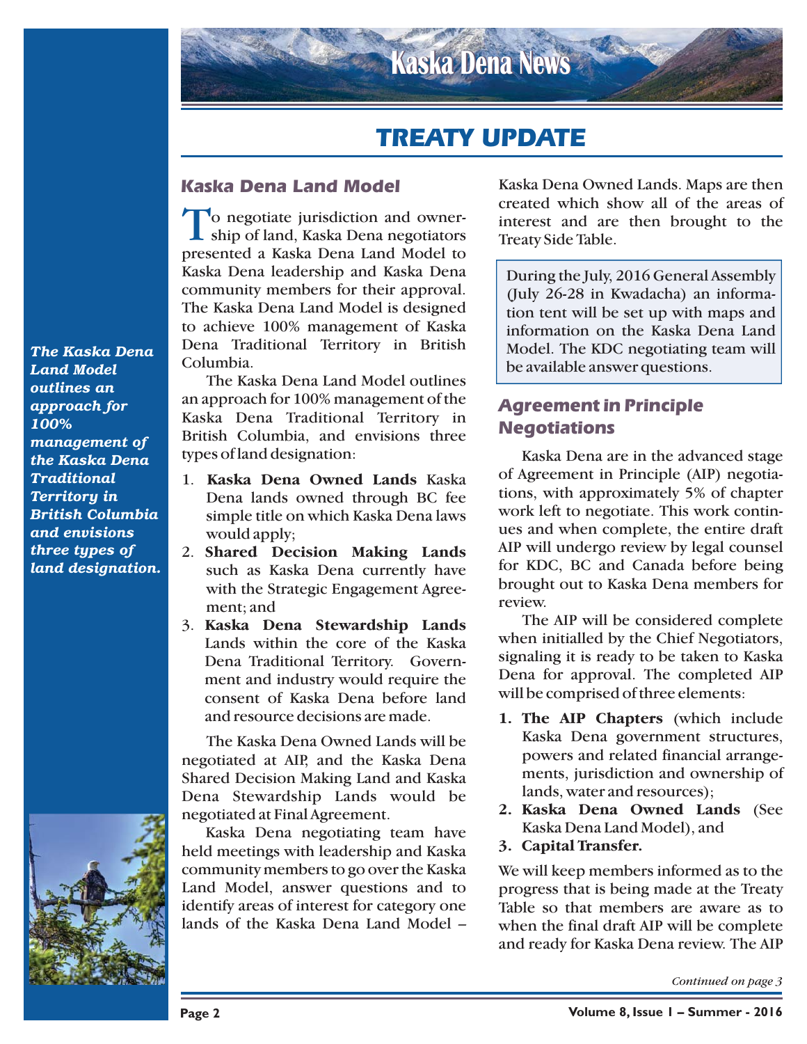# TREATY UPDATE

## Kaska Dena Land Model

To negotiate jurisdiction and ownership of land, Kaska Dena negotiators presented a Kaska Dena Land Model to Kaska Dena leadership and Kaska Dena community members for their approval. The Kaska Dena Land Model is designed to achieve 100% management of Kaska Dena Traditional Territory in British Columbia.

*The Kaska Dena Land Model outlines an approach for 100% management of the Kaska Dena Traditional Territory in British Columbia and envisions three types of land designation.*

The Kaska Dena Land Model outlines an approach for 100% management of the Kaska Dena Traditional Territory in British Columbia, and envisions three types of land designation:

1. **Kaska Dena Owned Lands** Kaska Dena lands owned through BC fee simple title on which Kaska Dena laws would apply;
2. **Shared Decision Making Lands** such as Kaska Dena currently have with the Strategic Engagement Agreement; and
3. **Kaska Dena Stewardship Lands** Lands within the core of the Kaska Dena Traditional Territory. Government and industry would require the consent of Kaska Dena before land and resource decisions are made.

The Kaska Dena Owned Lands will be negotiated at AIP, and the Kaska Dena Shared Decision Making Land and Kaska Dena Stewardship Lands would be negotiated at Final Agreement.

Kaska Dena negotiating team have held meetings with leadership and Kaska community members to go over the Kaska Land Model, answer questions and to identify areas of interest for category one lands of the Kaska Dena Land Model – Kaska Dena Owned Lands. Maps are then created which show all of the areas of interest and are then brought to the Treaty Side Table.

During the July, 2016 General Assembly (July 26-28 in Kwadacha) an information tent will be set up with maps and information on the Kaska Dena Land Model. The KDC negotiating team will be available answer questions.

## Agreement in Principle Negotiations

Kaska Dena are in the advanced stage of Agreement in Principle (AIP) negotiations, with approximately 5% of chapter work left to negotiate. This work continues and when complete, the entire draft AIP will undergo review by legal counsel for KDC, BC and Canada before being brought out to Kaska Dena members for review.

The AIP will be considered complete when initialled by the Chief Negotiators, signaling it is ready to be taken to Kaska Dena for approval. The completed AIP will be comprised of three elements:

1. **The AIP Chapters** (which include Kaska Dena government structures, powers and related financial arrangements, jurisdiction and ownership of lands, water and resources);
2. **Kaska Dena Owned Lands** (See Kaska Dena Land Model), and
3. **Capital Transfer.**

We will keep members informed as to the progress that is being made at the Treaty Table so that members are aware as to when the final draft AIP will be complete and ready for Kaska Dena review. The AIP

*Continued on page 3*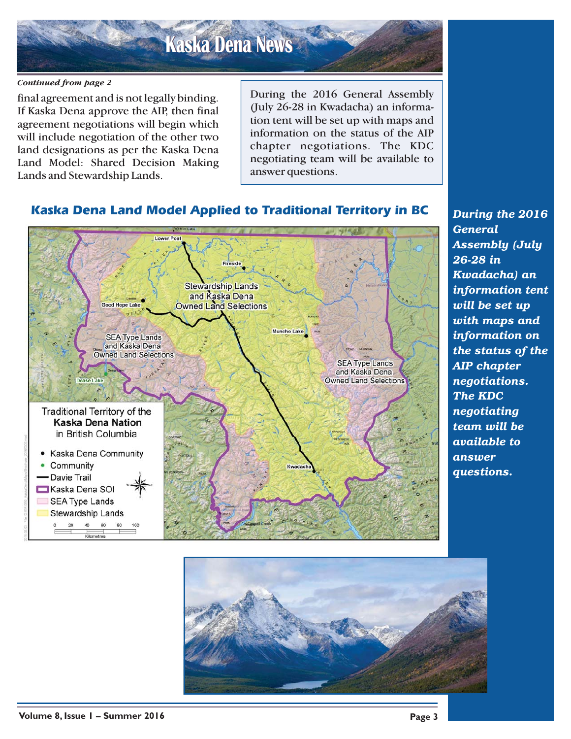*Continued from page 2*

final agreement and is not legally binding. If Kaska Dena approve the AIP, then final agreement negotiations will begin which will include negotiation of the other two land designations as per the Kaska Dena Land Model: Shared Decision Making Lands and Stewardship Lands.

During the 2016 General Assembly (July 26-28 in Kwadacha) an information tent will be set up with maps and information on the status of the AIP chapter negotiations. The KDC negotiating team will be available to answer questions.

## Kaska Dena Land Model Applied to Traditional Territory in BC

***During the 2016 General Assembly (July 26-28 in Kwadacha) an information tent will be set up with maps and information on the status of the AIP chapter negotiations. The KDC negotiating team will be available to answer questions.***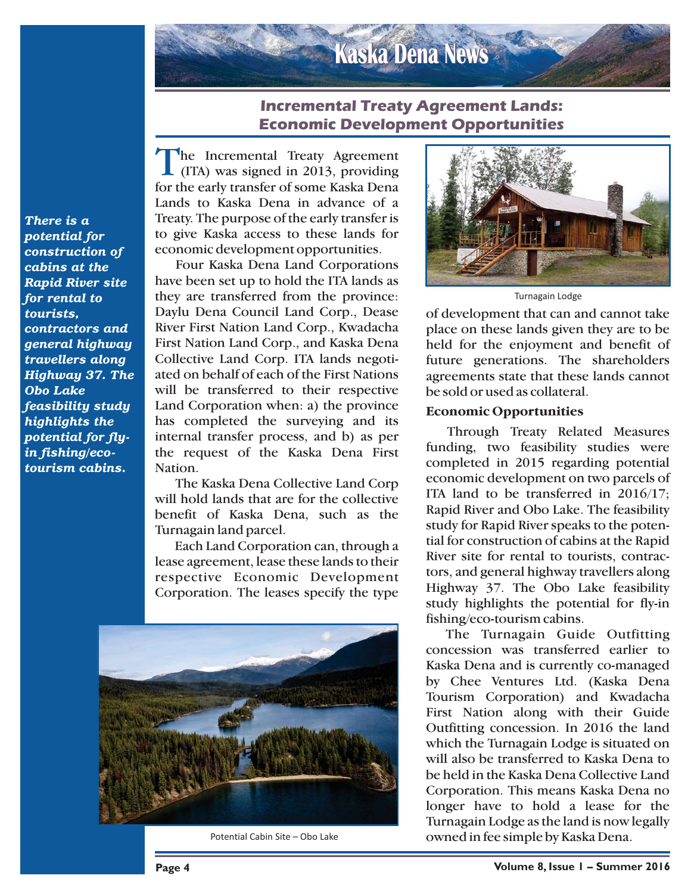## Incremental Treaty Agreement Lands: Economic Development Opportunities

*There is a potential for construction of cabins at the Rapid River site for rental to tourists, contractors and general highway travellers along Highway 37. The Obo Lake feasibility study highlights the potential for fly-in fishing/eco-tourism cabins.*

The Incremental Treaty Agreement (ITA) was signed in 2013, providing for the early transfer of some Kaska Dena Lands to Kaska Dena in advance of a Treaty. The purpose of the early transfer is to give Kaska access to these lands for economic development opportunities.

Four Kaska Dena Land Corporations have been set up to hold the ITA lands as they are transferred from the province: Daylu Dena Council Land Corp., Dease River First Nation Land Corp., Kwadacha First Nation Land Corp., and Kaska Dena Collective Land Corp. ITA lands negotiated on behalf of each of the First Nations will be transferred to their respective Land Corporation when: a) the province has completed the surveying and its internal transfer process, and b) as per the request of the Kaska Dena First Nation.

The Kaska Dena Collective Land Corp will hold lands that are for the collective benefit of Kaska Dena, such as the Turnagain land parcel.

Each Land Corporation can, through a lease agreement, lease these lands to their respective Economic Development Corporation. The leases specify the type of development that can and cannot take place on these lands given they are to be held for the enjoyment and benefit of future generations. The shareholders agreements state that these lands cannot be sold or used as collateral.

Potential Cabin Site – Obo Lake

Turnagain Lodge

### Economic Opportunities

Through Treaty Related Measures funding, two feasibility studies were completed in 2015 regarding potential economic development on two parcels of ITA land to be transferred in 2016/17; Rapid River and Obo Lake. The feasibility study for Rapid River speaks to the potential for construction of cabins at the Rapid River site for rental to tourists, contractors, and general highway travellers along Highway 37. The Obo Lake feasibility study highlights the potential for fly-in fishing/eco-tourism cabins.

The Turnagain Guide Outfitting concession was transferred earlier to Kaska Dena and is currently co-managed by Chee Ventures Ltd. (Kaska Dena Tourism Corporation) and Kwadacha First Nation along with their Guide Outfitting concession. In 2016 the land which the Turnagain Lodge is situated on will also be transferred to Kaska Dena to be held in the Kaska Dena Collective Land Corporation. This means Kaska Dena no longer have to hold a lease for the Turnagain Lodge as the land is now legally owned in fee simple by Kaska Dena.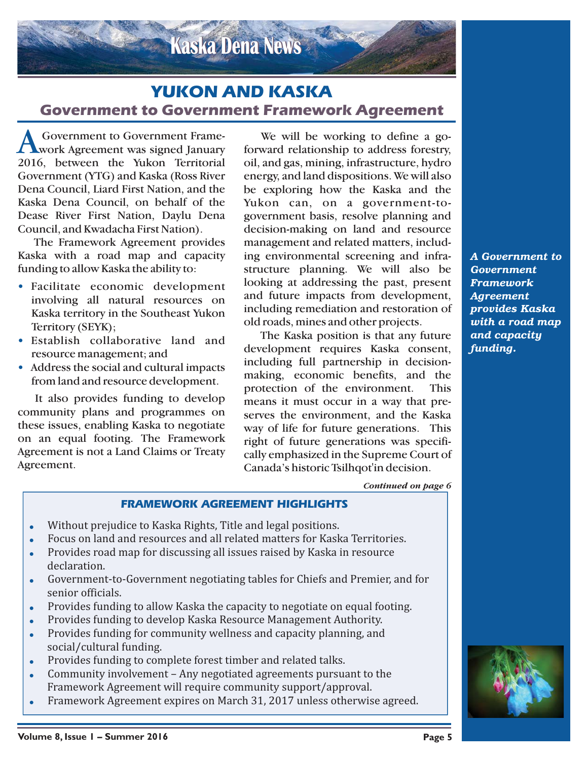# YUKON AND KASKA

## Government to Government Framework Agreement

A Government to Government Framework Agreement was signed January 2016, between the Yukon Territorial Government (YTG) and Kaska (Ross River Dena Council, Liard First Nation, and the Kaska Dena Council, on behalf of the Dease River First Nation, Daylu Dena Council, and Kwadacha First Nation).

The Framework Agreement provides Kaska with a road map and capacity funding to allow Kaska the ability to:

- Facilitate economic development involving all natural resources on Kaska territory in the Southeast Yukon Territory (SEYK);
- Establish collaborative land and resource management; and
- Address the social and cultural impacts from land and resource development.

It also provides funding to develop community plans and programmes on these issues, enabling Kaska to negotiate on an equal footing. The Framework Agreement is not a Land Claims or Treaty Agreement.

We will be working to define a go-forward relationship to address forestry, oil, and gas, mining, infrastructure, hydro energy, and land dispositions. We will also be exploring how the Kaska and the Yukon can, on a government-to-government basis, resolve planning and decision-making on land and resource management and related matters, including environmental screening and infrastructure planning. We will also be looking at addressing the past, present and future impacts from development, including remediation and restoration of old roads, mines and other projects.

The Kaska position is that any future development requires Kaska consent, including full partnership in decision-making, economic benefits, and the protection of the environment. This means it must occur in a way that preserves the environment, and the Kaska way of life for future generations. This right of future generations was specifically emphasized in the Supreme Court of Canada's historic Tsilhqot'in decision.

*Continued on page 6*

***A Government to Government Framework Agreement provides Kaska with a road map and capacity funding.***

### FRAMEWORK AGREEMENT HIGHLIGHTS

- Without prejudice to Kaska Rights, Title and legal positions.
- Focus on land and resources and all related matters for Kaska Territories.
- Provides road map for discussing all issues raised by Kaska in resource declaration.
- Government-to-Government negotiating tables for Chiefs and Premier, and for senior officials.
- Provides funding to allow Kaska the capacity to negotiate on equal footing.
- Provides funding to develop Kaska Resource Management Authority.
- Provides funding for community wellness and capacity planning, and social/cultural funding.
- Provides funding to complete forest timber and related talks.
- Community involvement – Any negotiated agreements pursuant to the Framework Agreement will require community support/approval.
- Framework Agreement expires on March 31, 2017 unless otherwise agreed.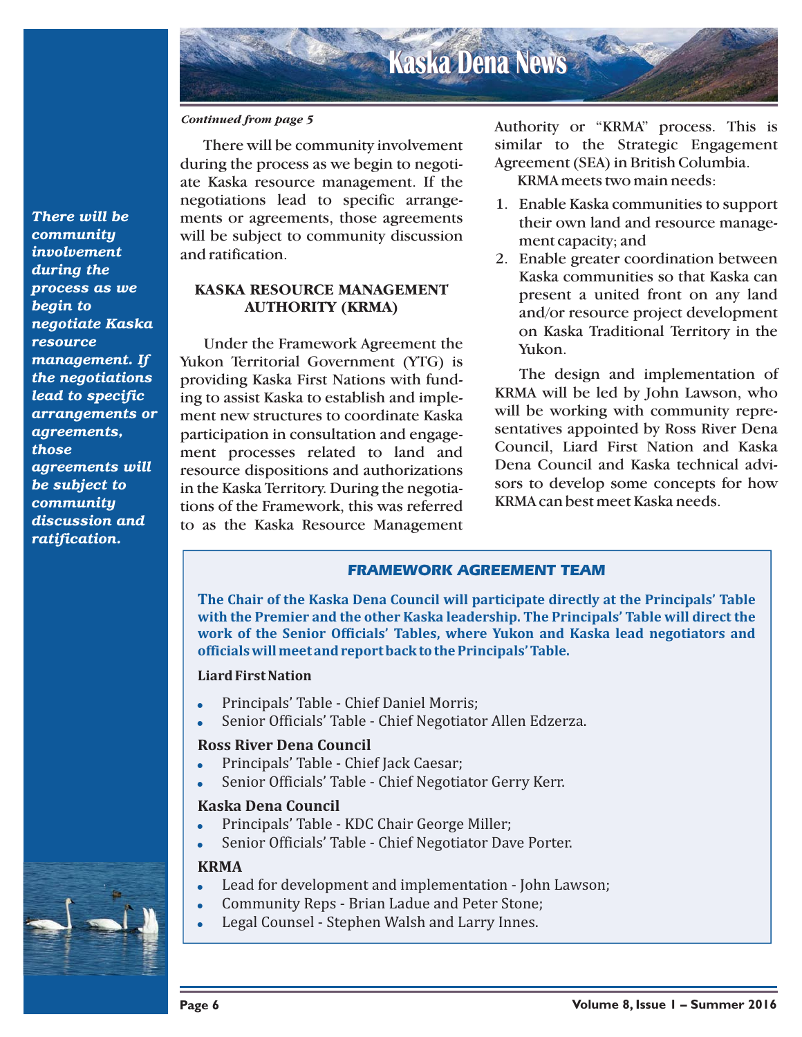*Continued from page 5*

There will be community involvement during the process as we begin to negotiate Kaska resource management. If the negotiations lead to specific arrangements or agreements, those agreements will be subject to community discussion and ratification.

***There will be community involvement during the process as we begin to negotiate Kaska resource management. If the negotiations lead to specific arrangements or agreements, those agreements will be subject to community discussion and ratification.***

### KASKA RESOURCE MANAGEMENT AUTHORITY (KRMA)

Under the Framework Agreement the Yukon Territorial Government (YTG) is providing Kaska First Nations with funding to assist Kaska to establish and implement new structures to coordinate Kaska participation in consultation and engagement processes related to land and resource dispositions and authorizations in the Kaska Territory. During the negotiations of the Framework, this was referred to as the Kaska Resource Management Authority or "KRMA" process. This is similar to the Strategic Engagement Agreement (SEA) in British Columbia.

KRMA meets two main needs:

1. Enable Kaska communities to support their own land and resource management capacity; and
2. Enable greater coordination between Kaska communities so that Kaska can present a united front on any land and/or resource project development on Kaska Traditional Territory in the Yukon.

The design and implementation of KRMA will be led by John Lawson, who will be working with community representatives appointed by Ross River Dena Council, Liard First Nation and Kaska Dena Council and Kaska technical advisors to develop some concepts for how KRMA can best meet Kaska needs.

### FRAMEWORK AGREEMENT TEAM

**The Chair of the Kaska Dena Council will participate directly at the Principals' Table with the Premier and the other Kaska leadership. The Principals' Table will direct the work of the Senior Officials' Tables, where Yukon and Kaska lead negotiators and officials will meet and report back to the Principals' Table.**

**Liard First Nation**

- Principals' Table - Chief Daniel Morris;
- Senior Officials' Table - Chief Negotiator Allen Edzerza.

**Ross River Dena Council**

- Principals' Table - Chief Jack Caesar;
- Senior Officials' Table - Chief Negotiator Gerry Kerr.

**Kaska Dena Council**

- Principals' Table - KDC Chair George Miller;
- Senior Officials' Table - Chief Negotiator Dave Porter.

**KRMA**

- Lead for development and implementation - John Lawson;
- Community Reps - Brian Ladue and Peter Stone;
- Legal Counsel - Stephen Walsh and Larry Innes.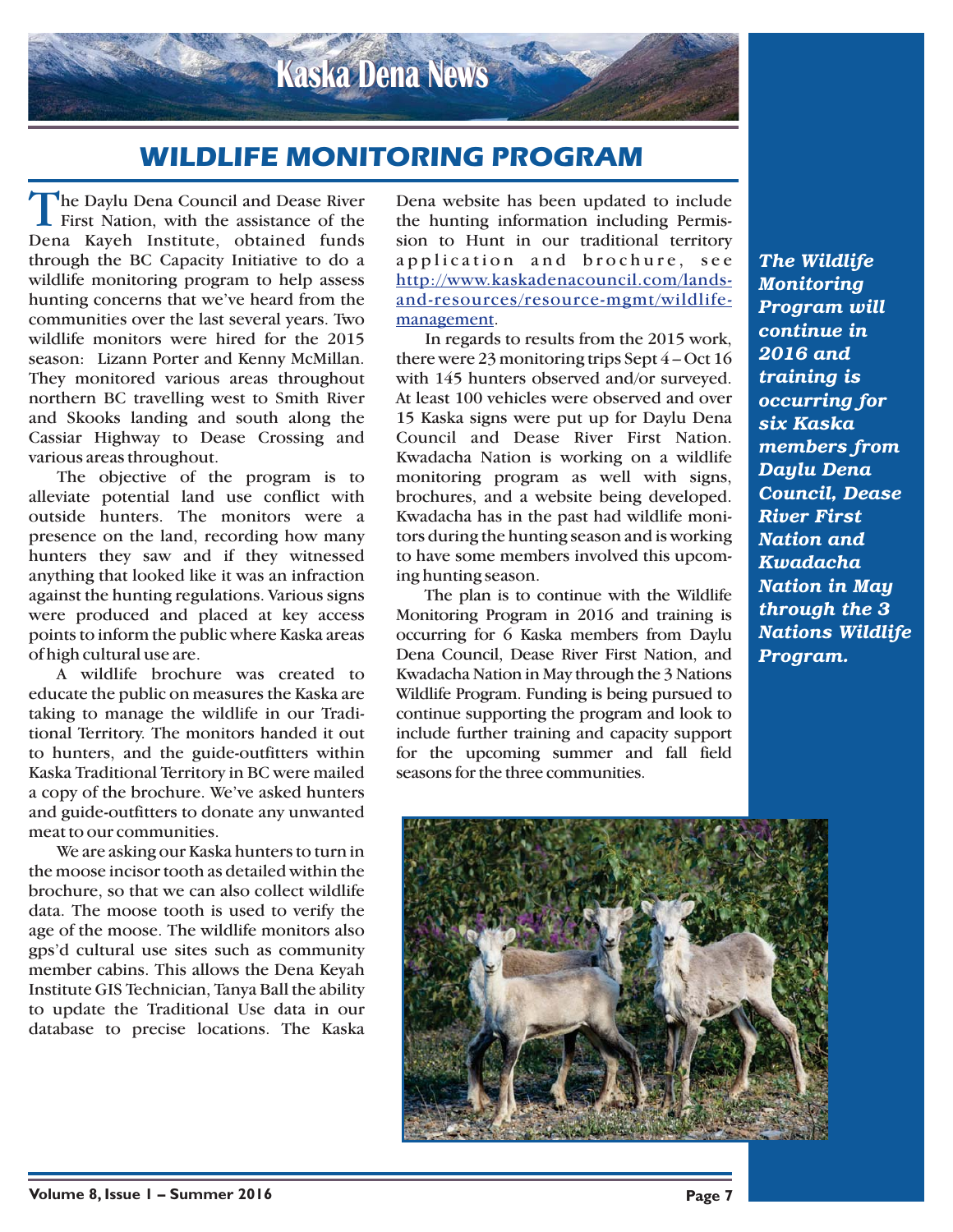Kaska Dena News

## WILDLIFE MONITORING PROGRAM

The Daylu Dena Council and Dease River First Nation, with the assistance of the Dena Kayeh Institute, obtained funds through the BC Capacity Initiative to do a wildlife monitoring program to help assess hunting concerns that we've heard from the communities over the last several years. Two wildlife monitors were hired for the 2015 season: Lizann Porter and Kenny McMillan. They monitored various areas throughout northern BC travelling west to Smith River and Skooks landing and south along the Cassiar Highway to Dease Crossing and various areas throughout.

The objective of the program is to alleviate potential land use conflict with outside hunters. The monitors were a presence on the land, recording how many hunters they saw and if they witnessed anything that looked like it was an infraction against the hunting regulations. Various signs were produced and placed at key access points to inform the public where Kaska areas of high cultural use are.

A wildlife brochure was created to educate the public on measures the Kaska are taking to manage the wildlife in our Traditional Territory. The monitors handed it out to hunters, and the guide-outfitters within Kaska Traditional Territory in BC were mailed a copy of the brochure. We've asked hunters and guide-outfitters to donate any unwanted meat to our communities.

We are asking our Kaska hunters to turn in the moose incisor tooth as detailed within the brochure, so that we can also collect wildlife data. The moose tooth is used to verify the age of the moose. The wildlife monitors also gps'd cultural use sites such as community member cabins. This allows the Dena Keyah Institute GIS Technician, Tanya Ball the ability to update the Traditional Use data in our database to precise locations. The Kaska Dena website has been updated to include the hunting information including Permission to Hunt in our traditional territory application and brochure, see http://www.kaskadenacouncil.com/lands-and-resources/resource-mgmt/wildlife-management.

In regards to results from the 2015 work, there were 23 monitoring trips Sept 4 – Oct 16 with 145 hunters observed and/or surveyed. At least 100 vehicles were observed and over 15 Kaska signs were put up for Daylu Dena Council and Dease River First Nation. Kwadacha Nation is working on a wildlife monitoring program as well with signs, brochures, and a website being developed. Kwadacha has in the past had wildlife monitors during the hunting season and is working to have some members involved this upcoming hunting season.

The plan is to continue with the Wildlife Monitoring Program in 2016 and training is occurring for 6 Kaska members from Daylu Dena Council, Dease River First Nation, and Kwadacha Nation in May through the 3 Nations Wildlife Program. Funding is being pursued to continue supporting the program and look to include further training and capacity support for the upcoming summer and fall field seasons for the three communities.

***The Wildlife Monitoring Program will continue in 2016 and training is occurring for six Kaska members from Daylu Dena Council, Dease River First Nation and Kwadacha Nation in May through the 3 Nations Wildlife Program.***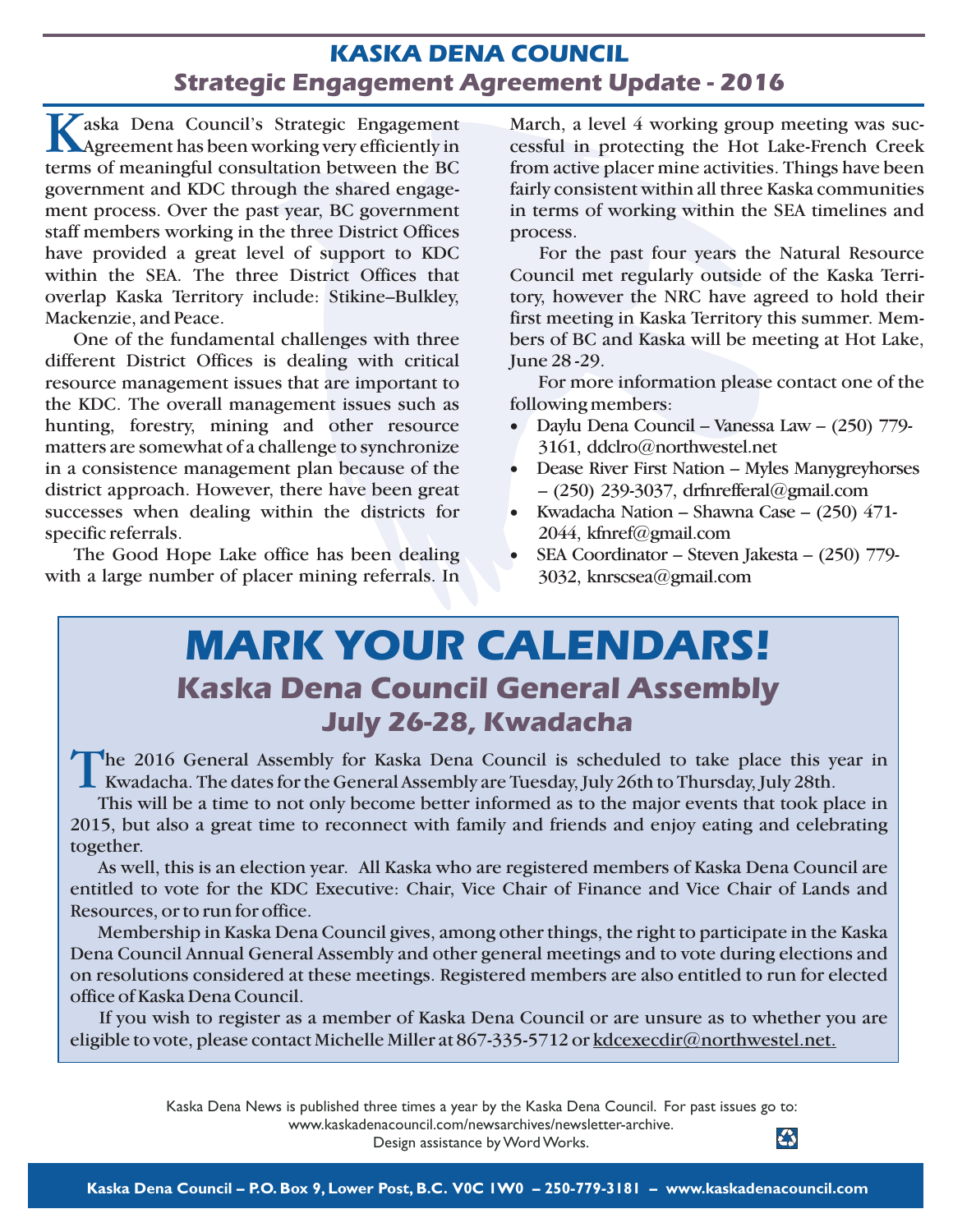# KASKA DENA COUNCIL

## Strategic Engagement Agreement Update - 2016

Kaska Dena Council's Strategic Engagement Agreement has been working very efficiently in terms of meaningful consultation between the BC government and KDC through the shared engagement process. Over the past year, BC government staff members working in the three District Offices have provided a great level of support to KDC within the SEA. The three District Offices that overlap Kaska Territory include: Stikine–Bulkley, Mackenzie, and Peace.

One of the fundamental challenges with three different District Offices is dealing with critical resource management issues that are important to the KDC. The overall management issues such as hunting, forestry, mining and other resource matters are somewhat of a challenge to synchronize in a consistence management plan because of the district approach. However, there have been great successes when dealing within the districts for specific referrals.

The Good Hope Lake office has been dealing with a large number of placer mining referrals. In March, a level 4 working group meeting was successful in protecting the Hot Lake-French Creek from active placer mine activities. Things have been fairly consistent within all three Kaska communities in terms of working within the SEA timelines and process.

For the past four years the Natural Resource Council met regularly outside of the Kaska Territory, however the NRC have agreed to hold their first meeting in Kaska Territory this summer. Members of BC and Kaska will be meeting at Hot Lake, June 28 -29.

For more information please contact one of the following members:

- Daylu Dena Council – Vanessa Law – (250) 779-3161, ddclro@northwestel.net
- Dease River First Nation – Myles Manygreyhorses – (250) 239-3037, drfnrefferal@gmail.com
- Kwadacha Nation – Shawna Case – (250) 471-2044, kfnref@gmail.com
- SEA Coordinator – Steven Jakesta – (250) 779-3032, knrscsea@gmail.com

# MARK YOUR CALENDARS!

## Kaska Dena Council General Assembly

### July 26-28, Kwadacha

The 2016 General Assembly for Kaska Dena Council is scheduled to take place this year in Kwadacha. The dates for the General Assembly are Tuesday, July 26th to Thursday, July 28th.

This will be a time to not only become better informed as to the major events that took place in 2015, but also a great time to reconnect with family and friends and enjoy eating and celebrating together.

As well, this is an election year. All Kaska who are registered members of Kaska Dena Council are entitled to vote for the KDC Executive: Chair, Vice Chair of Finance and Vice Chair of Lands and Resources, or to run for office.

Membership in Kaska Dena Council gives, among other things, the right to participate in the Kaska Dena Council Annual General Assembly and other general meetings and to vote during elections and on resolutions considered at these meetings. Registered members are also entitled to run for elected office of Kaska Dena Council.

If you wish to register as a member of Kaska Dena Council or are unsure as to whether you are eligible to vote, please contact Michelle Miller at 867-335-5712 or kdcexecdir@northwestel.net.

Kaska Dena News is published three times a year by the Kaska Dena Council. For past issues go to: www.kaskadenacouncil.com/newsarchives/newsletter-archive.
Design assistance by Word Works.

**Kaska Dena Council – P.O. Box 9, Lower Post, B.C. V0C 1W0 – 250-779-3181 – www.kaskadenacouncil.com**